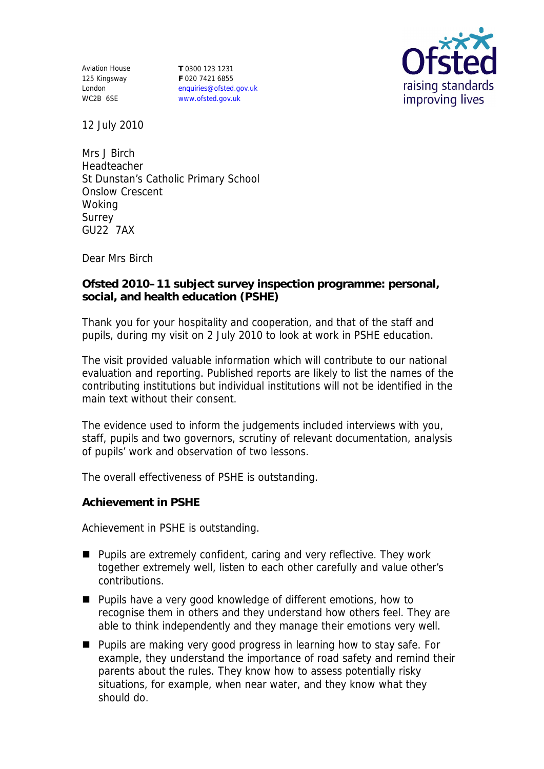Aviation House
125 Kingsway
London
WC2B 6SE

**T** 0300 123 1231
**F** 020 7421 6855
enquiries@ofsted.gov.uk
www.ofsted.gov.uk

Ofsted
raising standards
improving lives

12 July 2010

Mrs J Birch
Headteacher
St Dunstan's Catholic Primary School
Onslow Crescent
Woking
Surrey
GU22 7AX

Dear Mrs Birch

**Ofsted 2010–11 subject survey inspection programme: personal, social, and health education (PSHE)**

Thank you for your hospitality and cooperation, and that of the staff and pupils, during my visit on 2 July 2010 to look at work in PSHE education.

The visit provided valuable information which will contribute to our national evaluation and reporting. Published reports are likely to list the names of the contributing institutions but individual institutions will not be identified in the main text without their consent.

The evidence used to inform the judgements included interviews with you, staff, pupils and two governors, scrutiny of relevant documentation, analysis of pupils' work and observation of two lessons.

The overall effectiveness of PSHE is outstanding.

**Achievement in PSHE**

Achievement in PSHE is outstanding.

- Pupils are extremely confident, caring and very reflective. They work together extremely well, listen to each other carefully and value other's contributions.
- Pupils have a very good knowledge of different emotions, how to recognise them in others and they understand how others feel. They are able to think independently and they manage their emotions very well.
- Pupils are making very good progress in learning how to stay safe. For example, they understand the importance of road safety and remind their parents about the rules. They know how to assess potentially risky situations, for example, when near water, and they know what they should do.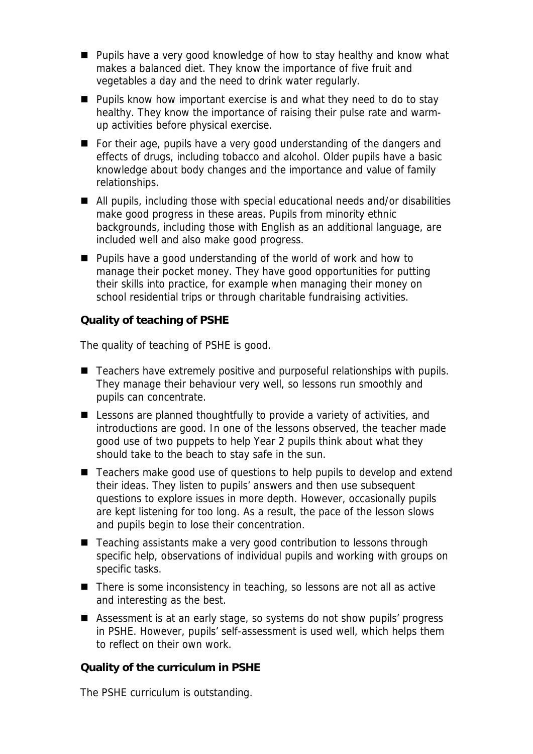- Pupils have a very good knowledge of how to stay healthy and know what makes a balanced diet. They know the importance of five fruit and vegetables a day and the need to drink water regularly.
- Pupils know how important exercise is and what they need to do to stay healthy. They know the importance of raising their pulse rate and warm-up activities before physical exercise.
- For their age, pupils have a very good understanding of the dangers and effects of drugs, including tobacco and alcohol. Older pupils have a basic knowledge about body changes and the importance and value of family relationships.
- All pupils, including those with special educational needs and/or disabilities make good progress in these areas. Pupils from minority ethnic backgrounds, including those with English as an additional language, are included well and also make good progress.
- Pupils have a good understanding of the world of work and how to manage their pocket money. They have good opportunities for putting their skills into practice, for example when managing their money on school residential trips or through charitable fundraising activities.

**Quality of teaching of PSHE**

The quality of teaching of PSHE is good.

- Teachers have extremely positive and purposeful relationships with pupils. They manage their behaviour very well, so lessons run smoothly and pupils can concentrate.
- Lessons are planned thoughtfully to provide a variety of activities, and introductions are good. In one of the lessons observed, the teacher made good use of two puppets to help Year 2 pupils think about what they should take to the beach to stay safe in the sun.
- Teachers make good use of questions to help pupils to develop and extend their ideas. They listen to pupils' answers and then use subsequent questions to explore issues in more depth. However, occasionally pupils are kept listening for too long. As a result, the pace of the lesson slows and pupils begin to lose their concentration.
- Teaching assistants make a very good contribution to lessons through specific help, observations of individual pupils and working with groups on specific tasks.
- There is some inconsistency in teaching, so lessons are not all as active and interesting as the best.
- Assessment is at an early stage, so systems do not show pupils' progress in PSHE. However, pupils' self-assessment is used well, which helps them to reflect on their own work.

**Quality of the curriculum in PSHE**

The PSHE curriculum is outstanding.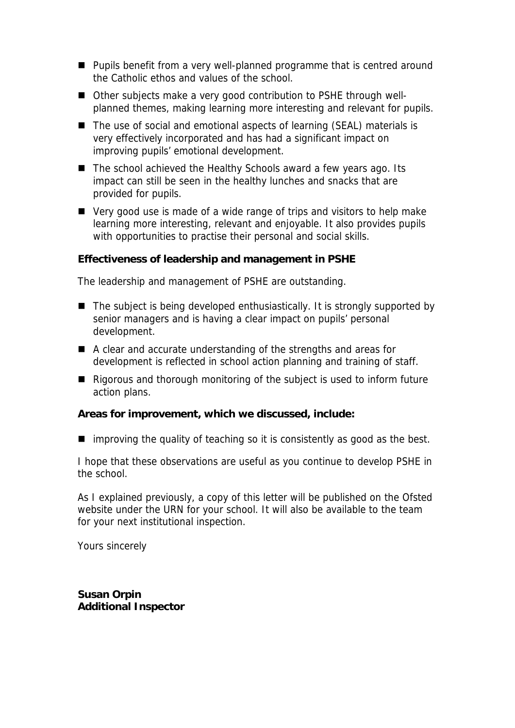- Pupils benefit from a very well-planned programme that is centred around the Catholic ethos and values of the school.
- Other subjects make a very good contribution to PSHE through well-planned themes, making learning more interesting and relevant for pupils.
- The use of social and emotional aspects of learning (SEAL) materials is very effectively incorporated and has had a significant impact on improving pupils' emotional development.
- The school achieved the Healthy Schools award a few years ago. Its impact can still be seen in the healthy lunches and snacks that are provided for pupils.
- Very good use is made of a wide range of trips and visitors to help make learning more interesting, relevant and enjoyable. It also provides pupils with opportunities to practise their personal and social skills.

**Effectiveness of leadership and management in PSHE**

The leadership and management of PSHE are outstanding.

- The subject is being developed enthusiastically. It is strongly supported by senior managers and is having a clear impact on pupils' personal development.
- A clear and accurate understanding of the strengths and areas for development is reflected in school action planning and training of staff.
- Rigorous and thorough monitoring of the subject is used to inform future action plans.

**Areas for improvement, which we discussed, include:**

- improving the quality of teaching so it is consistently as good as the best.

I hope that these observations are useful as you continue to develop PSHE in the school.

As I explained previously, a copy of this letter will be published on the Ofsted website under the URN for your school. It will also be available to the team for your next institutional inspection.

Yours sincerely

**Susan Orpin**
**Additional Inspector**